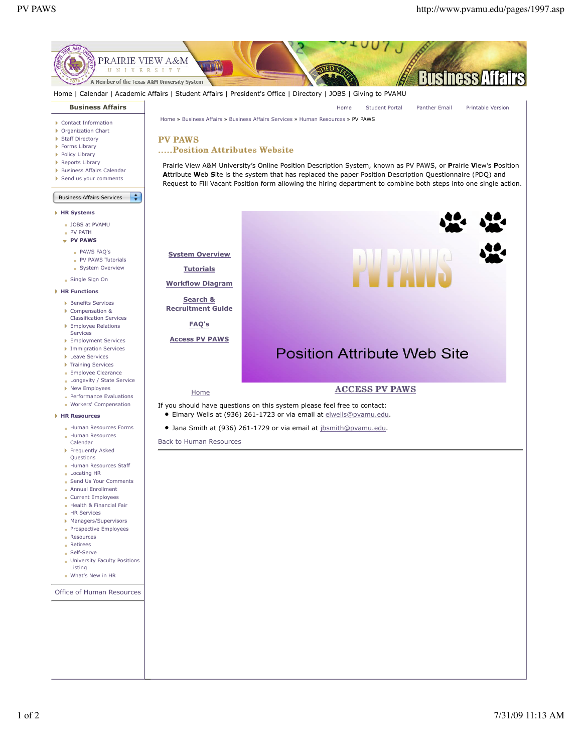Home | Calendar | Academic Affairs | Student Affairs | President's Office | Directory | JOBS | Giving to PVAMU

**Business Affairs**

- Contact Information
- Organization Chart
- Staff Directory
- Forms Library
- Policy Library
- Reports Library
- Business Affairs Calendar
- Send us your comments

Business Affairs Services

- **HR Systems**
  - JOBS at PVAMU
  - PV PATH
  - **PV PAWS**
    - PAWS FAQ's
    - PV PAWS Tutorials
    - System Overview
  - Single Sign On
- **HR Functions**
  - Benefits Services
  - Compensation & Classification Services
  - Employee Relations Services
  - Employment Services
  - Immigration Services
  - Leave Services
  - Training Services
  - Employee Clearance
  - Longevity / State Service
  - New Employees
  - Performance Evaluations
  - Workers' Compensation
- **HR Resources**
  - Human Resources Forms
  - Human Resources Calendar
  - Frequently Asked Questions
  - Human Resources Staff
  - Locating HR
  - Send Us Your Comments
  - Annual Enrollment
  - Current Employees
  - Health & Financial Fair
  - HR Services
  - Managers/Supervisors
  - Prospective Employees
  - Resources
  - Retirees
  - Self-Serve
  - University Faculty Positions Listing
  - What's New in HR

Office of Human Resources

Home | Student Portal | Panther Email | Printable Version

Home » Business Affairs » Business Affairs Services » Human Resources » PV PAWS

# PV PAWS

## .....Position Attributes Website

Prairie View A&M University's Online Position Description System, known as PV PAWS, or **P**rairie **V**iew's **P**osition **A**ttribute **W**eb **S**ite is the system that has replaced the paper Position Description Questionnaire (PDQ) and Request to Fill Vacant Position form allowing the hiring department to combine both steps into one single action.

**System Overview**

**Tutorials**

**Workflow Diagram**

**Search & Recruitment Guide**

**FAQ's**

**Access PV PAWS**

PV PAWS

Position Attribute Web Site

Home

**ACCESS PV PAWS**

If you should have questions on this system please feel free to contact:

- Elmary Wells at (936) 261-1723 or via email at elwells@pvamu.edu.
- Jana Smith at (936) 261-1729 or via email at jbsmith@pvamu.edu.

Back to Human Resources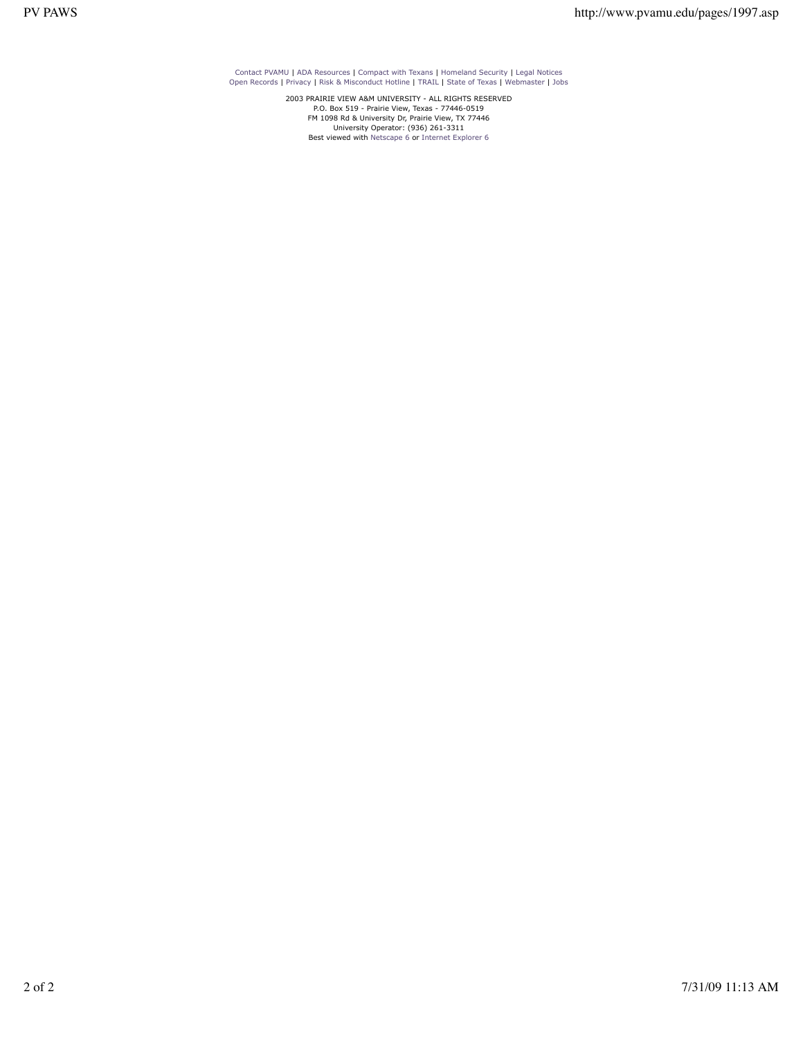Contact PVAMU | ADA Resources | Compact with Texans | Homeland Security | Legal Notices
Open Records | Privacy | Risk & Misconduct Hotline | TRAIL | State of Texas | Webmaster | Jobs

2003 PRAIRIE VIEW A&M UNIVERSITY - ALL RIGHTS RESERVED
P.O. Box 519 - Prairie View, Texas - 77446-0519
FM 1098 Rd & University Dr, Prairie View, TX 77446
University Operator: (936) 261-3311
Best viewed with Netscape 6 or Internet Explorer 6